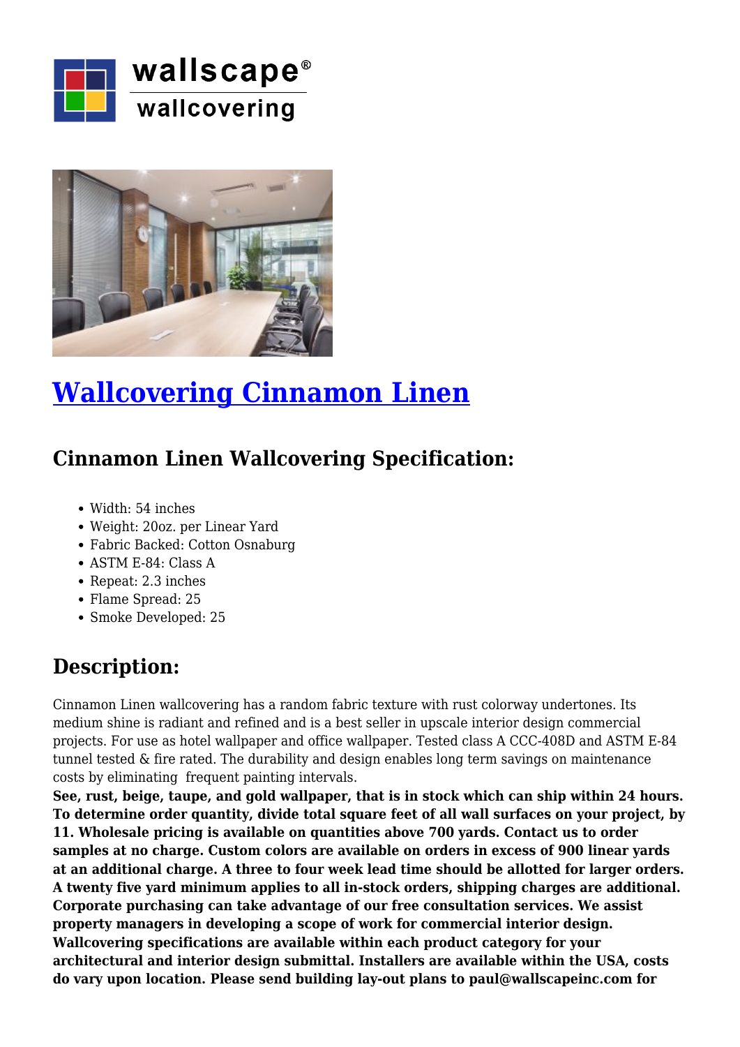# Wallcovering Cinnamon Linen

## Cinnamon Linen Wallcovering Specification:

- Width: 54 inches
- Weight: 20oz. per Linear Yard
- Fabric Backed: Cotton Osnaburg
- ASTM E-84: Class A
- Repeat: 2.3 inches
- Flame Spread: 25
- Smoke Developed: 25

## Description:

Cinnamon Linen wallcovering has a random fabric texture with rust colorway undertones. Its medium shine is radiant and refined and is a best seller in upscale interior design commercial projects. For use as hotel wallpaper and office wallpaper. Tested class A CCC-408D and ASTM E-84 tunnel tested & fire rated. The durability and design enables long term savings on maintenance costs by eliminating  frequent painting intervals.
**See, rust, beige, taupe, and gold wallpaper, that is in stock which can ship within 24 hours. To determine order quantity, divide total square feet of all wall surfaces on your project, by 11. Wholesale pricing is available on quantities above 700 yards. Contact us to order samples at no charge. Custom colors are available on orders in excess of 900 linear yards at an additional charge. A three to four week lead time should be allotted for larger orders. A twenty five yard minimum applies to all in-stock orders, shipping charges are additional. Corporate purchasing can take advantage of our free consultation services. We assist property managers in developing a scope of work for commercial interior design. Wallcovering specifications are available within each product category for your architectural and interior design submittal. Installers are available within the USA, costs do vary upon location. Please send building lay-out plans to paul@wallscapeinc.com for**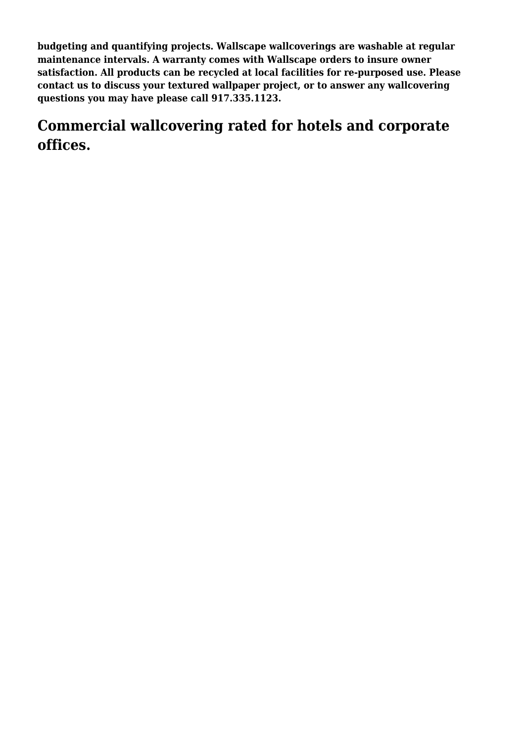**budgeting and quantifying projects. Wallscape wallcoverings are washable at regular maintenance intervals. A warranty comes with Wallscape orders to insure owner satisfaction. All products can be recycled at local facilities for re-purposed use. Please contact us to discuss your textured wallpaper project, or to answer any wallcovering questions you may have please call 917.335.1123.**

## Commercial wallcovering rated for hotels and corporate offices.